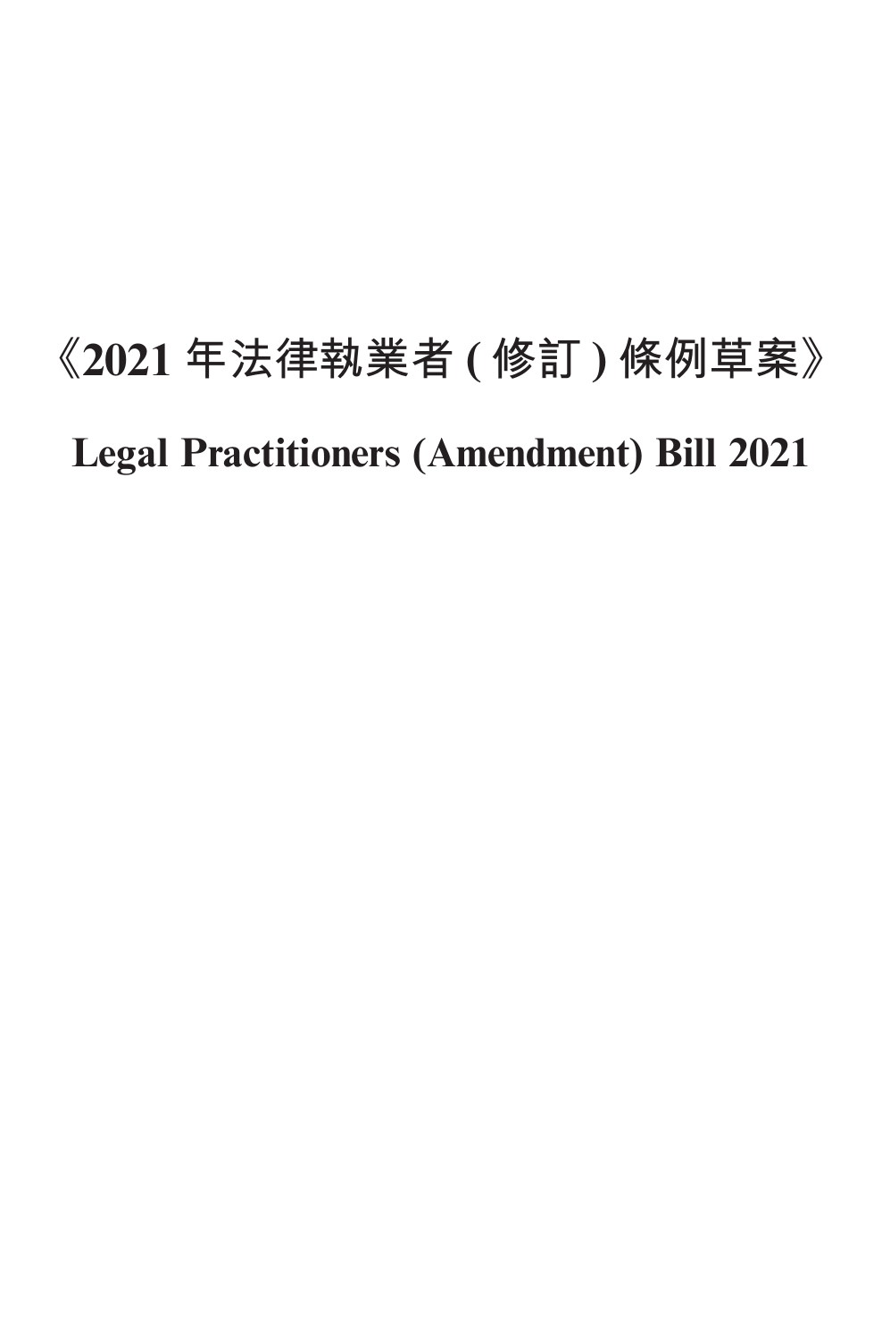# 《2021 年法律執業者 ( 修訂 ) 條例草案》

# Legal Practitioners (Amendment) Bill 2021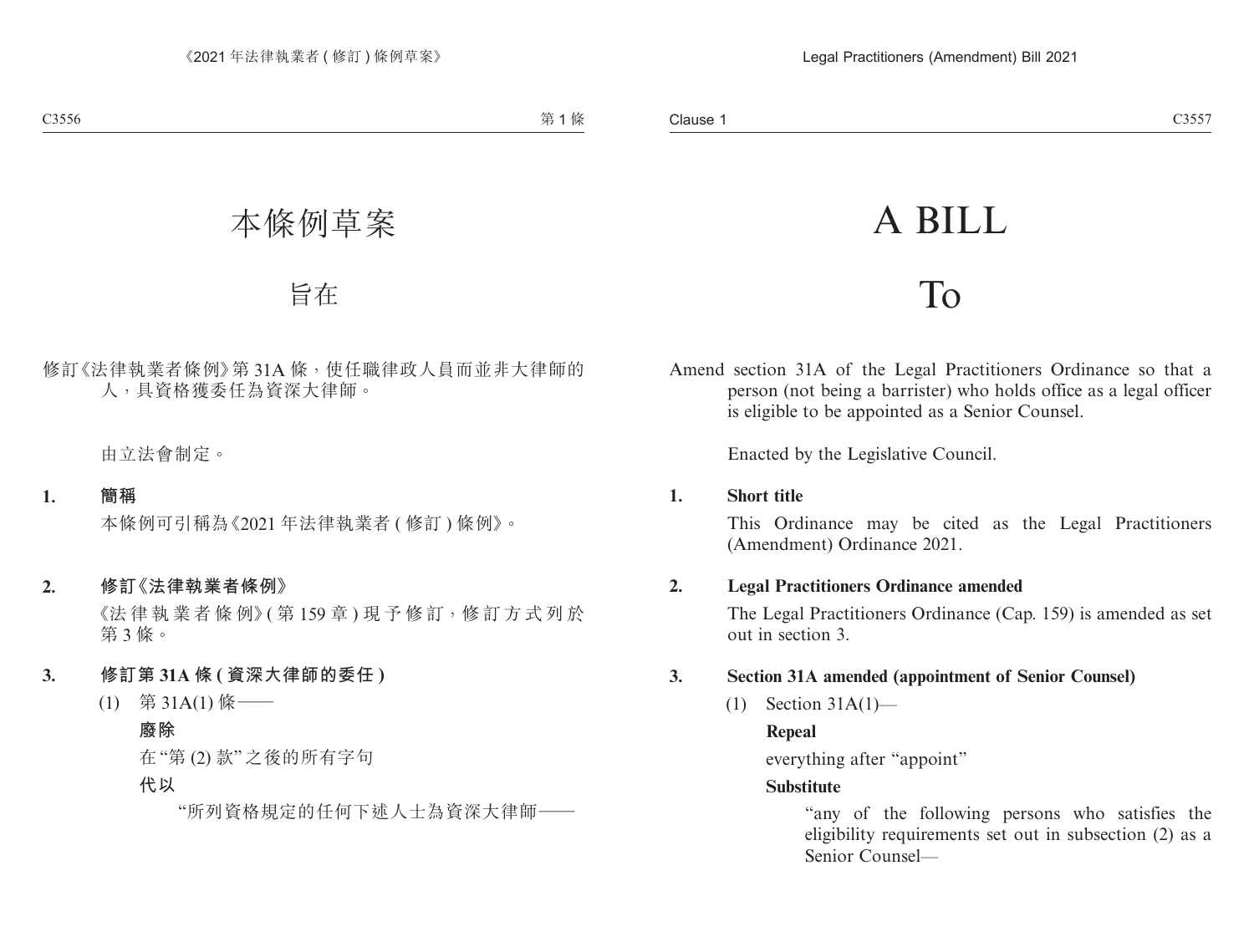# 本條例草案

## 旨在

修訂《法律執業者條例》第 31A 條，使任職律政人員而並非大律師的人，具資格獲委任為資深大律師。

由立法會制定。

**1. 簡稱**

本條例可引稱為《2021 年法律執業者 ( 修訂 ) 條例》。

**2. 修訂《法律執業者條例》**

《法律執業者條例》( 第 159 章 ) 現予修訂，修訂方式列於第 3 條。

**3. 修訂第 31A 條 ( 資深大律師的委任 )**

(1) 第 31A(1) 條——

**廢除**

在 "第 (2) 款" 之後的所有字句

**代以**

"所列資格規定的任何下述人士為資深大律師——

# A BILL

## To

Amend section 31A of the Legal Practitioners Ordinance so that a person (not being a barrister) who holds office as a legal officer is eligible to be appointed as a Senior Counsel.

Enacted by the Legislative Council.

**1. Short title**

This Ordinance may be cited as the Legal Practitioners (Amendment) Ordinance 2021.

**2. Legal Practitioners Ordinance amended**

The Legal Practitioners Ordinance (Cap. 159) is amended as set out in section 3.

**3. Section 31A amended (appointment of Senior Counsel)**

(1) Section 31A(1)—

**Repeal**

everything after "appoint"

**Substitute**

"any of the following persons who satisfies the eligibility requirements set out in subsection (2) as a Senior Counsel—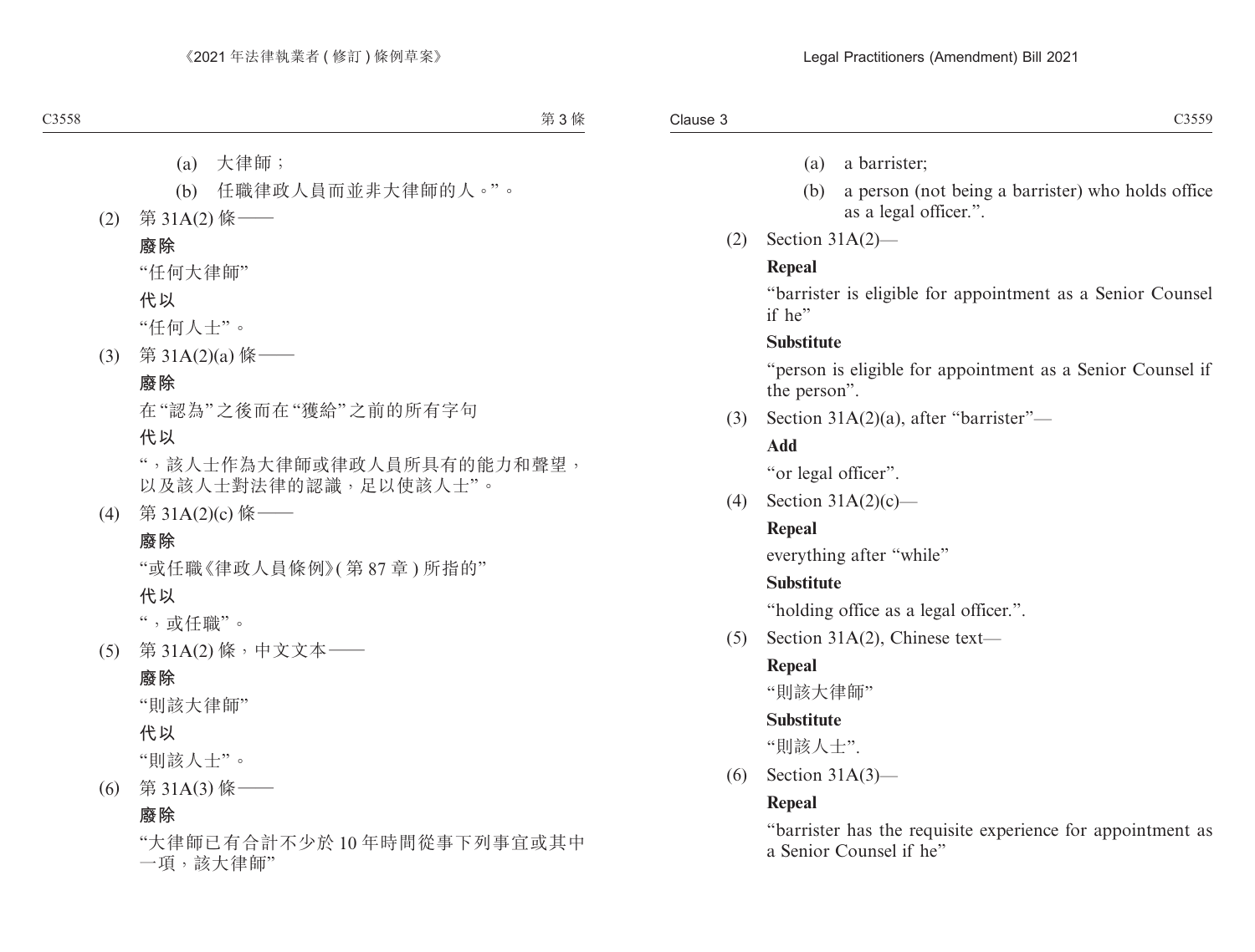(a) 大律師；

(b) 任職律政人員而並非大律師的人。”。

(2) 第 31A(2) 條——

**廢除**

“任何大律師”

**代以**

“任何人士”。

(3) 第 31A(2)(a) 條——

**廢除**

在“認為”之後而在“獲給”之前的所有字句

**代以**

“，該人士作為大律師或律政人員所具有的能力和聲望，以及該人士對法律的認識，足以使該人士”。

(4) 第 31A(2)(c) 條——

**廢除**

“或任職《律政人員條例》(第 87 章) 所指的”

**代以**

“，或任職”。

(5) 第 31A(2) 條，中文文本——

**廢除**

“則該大律師”

**代以**

“則該人士”。

(6) 第 31A(3) 條——

**廢除**

“大律師已有合計不少於 10 年時間從事下列事宜或其中一項，該大律師”

(a) a barrister;

(b) a person (not being a barrister) who holds office as a legal officer.”.

(2) Section 31A(2)—

**Repeal**

“barrister is eligible for appointment as a Senior Counsel if he”

**Substitute**

“person is eligible for appointment as a Senior Counsel if the person”.

(3) Section 31A(2)(a), after “barrister”—

**Add**

“or legal officer”.

(4) Section 31A(2)(c)—

**Repeal**

everything after “while”

**Substitute**

“holding office as a legal officer.”.

(5) Section 31A(2), Chinese text—

**Repeal**

“則該大律師”

**Substitute**

“則該人士”.

(6) Section 31A(3)—

**Repeal**

“barrister has the requisite experience for appointment as a Senior Counsel if he”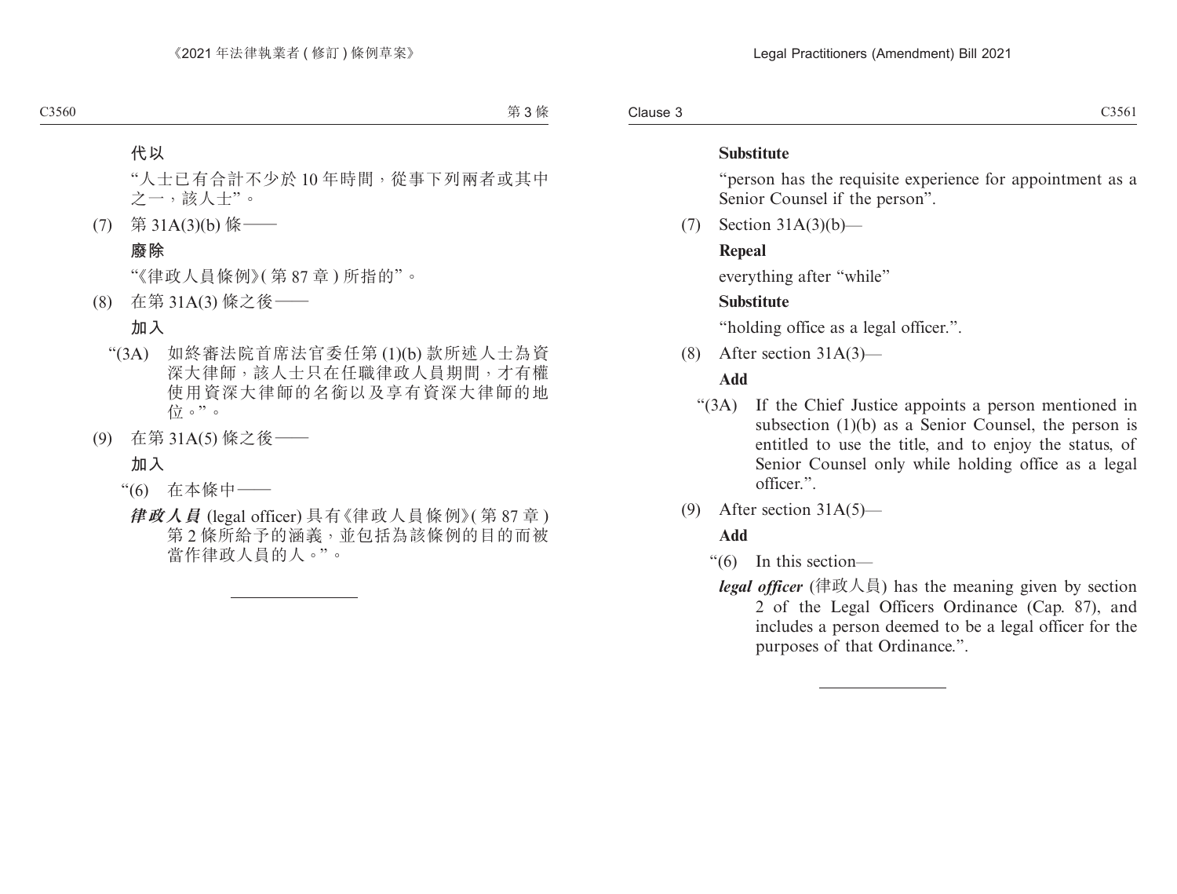**代以**

"人士已有合計不少於 10 年時間，從事下列兩者或其中之一，該人士"。

(7) 第 31A(3)(b) 條——

**廢除**

"《律政人員條例》(第 87 章) 所指的"。

(8) 在第 31A(3) 條之後——

**加入**

"(3A) 如終審法院首席法官委任第 (1)(b) 款所述人士為資深大律師，該人士只在任職律政人員期間，才有權使用資深大律師的名銜以及享有資深大律師的地位。"。

(9) 在第 31A(5) 條之後——

**加入**

"(6) 在本條中——

***律政人員*** (legal officer) 具有《律政人員條例》(第 87 章) 第 2 條所給予的涵義，並包括為該條例的目的而被當作律政人員的人。"。

---

**Substitute**

"person has the requisite experience for appointment as a Senior Counsel if the person".

(7) Section 31A(3)(b)—

**Repeal**

everything after "while"

**Substitute**

"holding office as a legal officer.".

(8) After section 31A(3)—

**Add**

"(3A) If the Chief Justice appoints a person mentioned in subsection (1)(b) as a Senior Counsel, the person is entitled to use the title, and to enjoy the status, of Senior Counsel only while holding office as a legal officer.".

(9) After section 31A(5)—

**Add**

"(6) In this section—

***legal officer*** (律政人員) has the meaning given by section 2 of the Legal Officers Ordinance (Cap. 87), and includes a person deemed to be a legal officer for the purposes of that Ordinance.".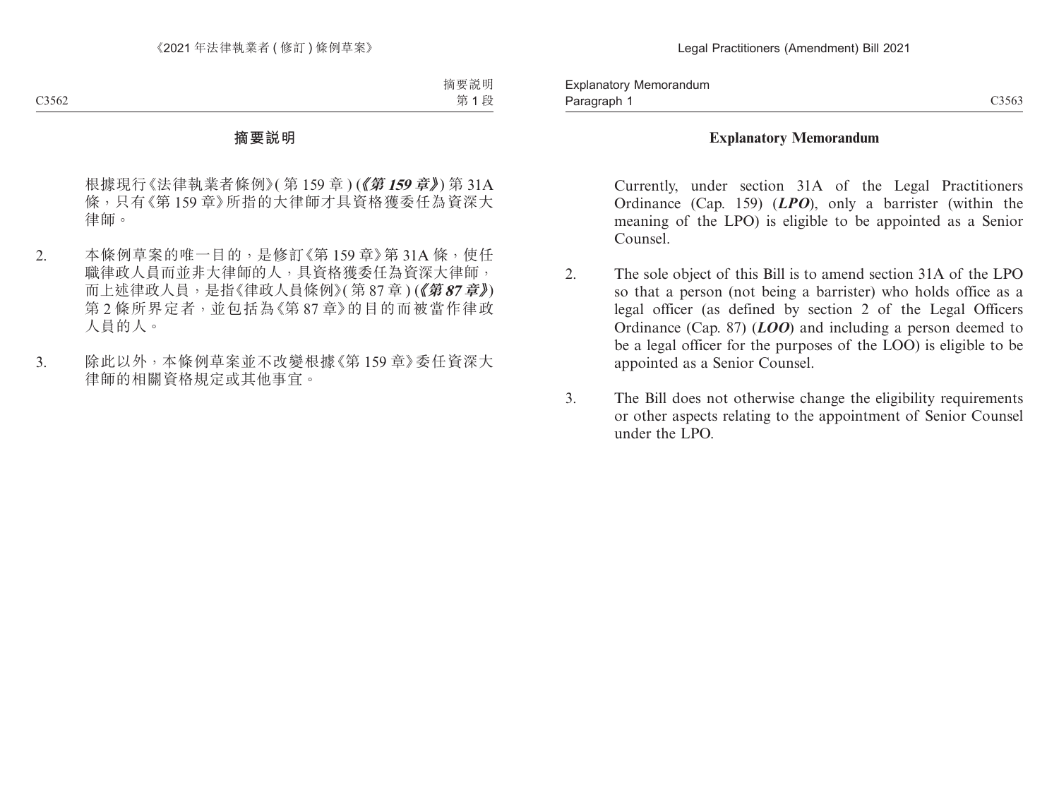## 摘要說明

根據現行《法律執業者條例》(第 159 章) (**《第 159 章》**) 第 31A 條，只有《第 159 章》所指的大律師才具資格獲委任為資深大律師。

2. 本條例草案的唯一目的，是修訂《第 159 章》第 31A 條，使任職律政人員而並非大律師的人，具資格獲委任為資深大律師，而上述律政人員，是指《律政人員條例》(第 87 章) (**《第 87 章》**) 第 2 條所界定者，並包括為《第 87 章》的目的而被當作律政人員的人。

3. 除此以外，本條例草案並不改變根據《第 159 章》委任資深大律師的相關資格規定或其他事宜。

## Explanatory Memorandum

Currently, under section 31A of the Legal Practitioners Ordinance (Cap. 159) (***LPO***), only a barrister (within the meaning of the LPO) is eligible to be appointed as a Senior Counsel.

2. The sole object of this Bill is to amend section 31A of the LPO so that a person (not being a barrister) who holds office as a legal officer (as defined by section 2 of the Legal Officers Ordinance (Cap. 87) (***LOO***) and including a person deemed to be a legal officer for the purposes of the LOO) is eligible to be appointed as a Senior Counsel.

3. The Bill does not otherwise change the eligibility requirements or other aspects relating to the appointment of Senior Counsel under the LPO.